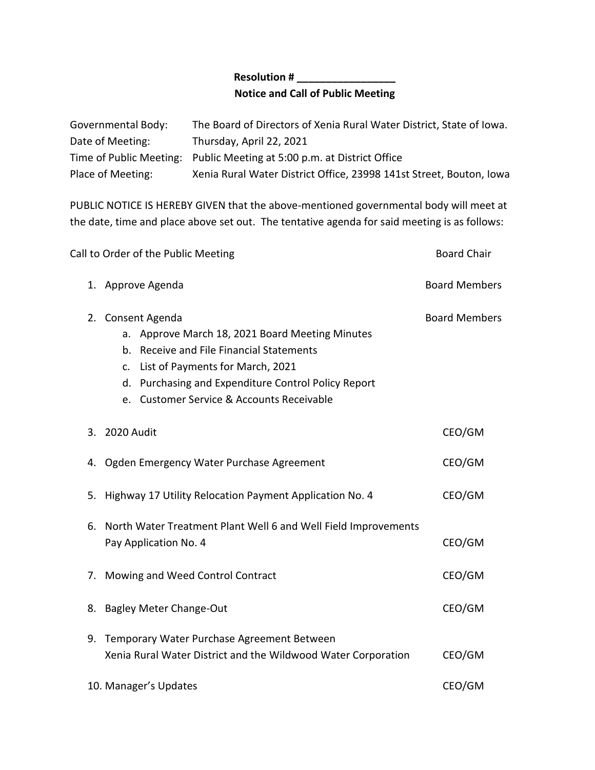**Resolution # _________________**

**Notice and Call of Public Meeting**

| | |
|---|---|
| Governmental Body: | The Board of Directors of Xenia Rural Water District, State of Iowa. |
| Date of Meeting: | Thursday, April 22, 2021 |
| Time of Public Meeting: | Public Meeting at 5:00 p.m. at District Office |
| Place of Meeting: | Xenia Rural Water District Office, 23998 141st Street, Bouton, Iowa |

PUBLIC NOTICE IS HEREBY GIVEN that the above-mentioned governmental body will meet at the date, time and place above set out. The tentative agenda for said meeting is as follows:

| | |
|---|---|
| Call to Order of the Public Meeting | Board Chair |
| 1. Approve Agenda | Board Members |
| 2. Consent Agenda<br>a. Approve March 18, 2021 Board Meeting Minutes<br>b. Receive and File Financial Statements<br>c. List of Payments for March, 2021<br>d. Purchasing and Expenditure Control Policy Report<br>e. Customer Service & Accounts Receivable | Board Members |
| 3. 2020 Audit | CEO/GM |
| 4. Ogden Emergency Water Purchase Agreement | CEO/GM |
| 5. Highway 17 Utility Relocation Payment Application No. 4 | CEO/GM |
| 6. North Water Treatment Plant Well 6 and Well Field Improvements Pay Application No. 4 | CEO/GM |
| 7. Mowing and Weed Control Contract | CEO/GM |
| 8. Bagley Meter Change-Out | CEO/GM |
| 9. Temporary Water Purchase Agreement Between Xenia Rural Water District and the Wildwood Water Corporation | CEO/GM |
| 10. Manager's Updates | CEO/GM |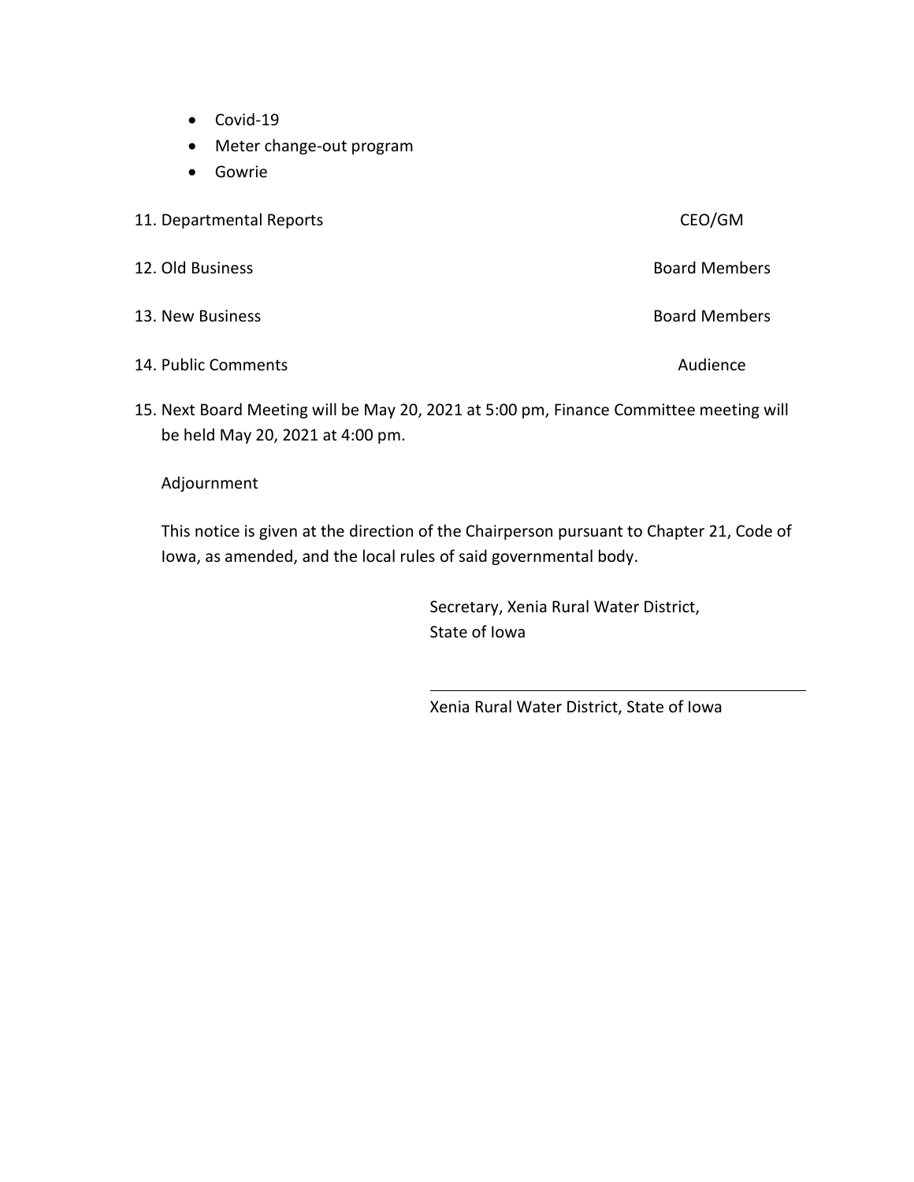- Covid-19
- Meter change-out program
- Gowrie

11. Departmental Reports — CEO/GM

12. Old Business — Board Members

13. New Business — Board Members

14. Public Comments — Audience

15. Next Board Meeting will be May 20, 2021 at 5:00 pm, Finance Committee meeting will be held May 20, 2021 at 4:00 pm.

Adjournment

This notice is given at the direction of the Chairperson pursuant to Chapter 21, Code of Iowa, as amended, and the local rules of said governmental body.

Secretary, Xenia Rural Water District,
State of Iowa

\_\_\_\_\_\_\_\_\_\_\_\_\_\_\_\_\_\_\_\_\_\_\_\_\_\_\_\_\_\_\_\_\_\_\_\_\_\_\_\_

Xenia Rural Water District, State of Iowa